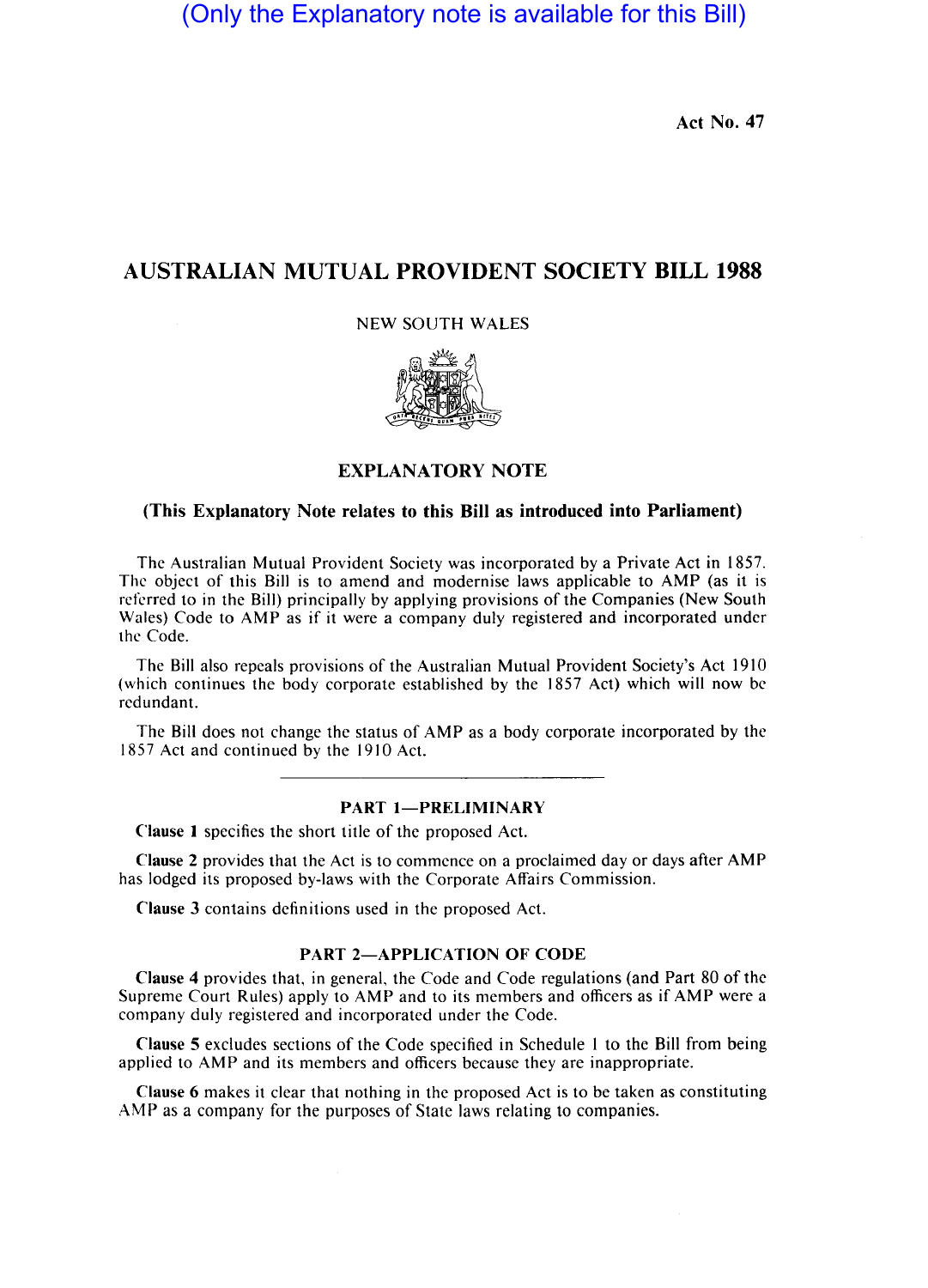(Only the Explanatory note is available for this Bill)

Act No. 47

# AUSTRALIAN MUTUAL PROVIDENT SOCIETY BILL 1988

NEW SOUTH WALES

## EXPLANATORY NOTE

**(This Explanatory Note relates to this Bill as introduced into Parliament)**

The Australian Mutual Provident Society was incorporated by a Private Act in 1857. The object of this Bill is to amend and modernise laws applicable to AMP (as it is referred to in the Bill) principally by applying provisions of the Companies (New South Wales) Code to AMP as if it were a company duly registered and incorporated under the Code.

The Bill also repeals provisions of the Australian Mutual Provident Society's Act 1910 (which continues the body corporate established by the 1857 Act) which will now be redundant.

The Bill does not change the status of AMP as a body corporate incorporated by the 1857 Act and continued by the 1910 Act.

---

### PART 1—PRELIMINARY

**Clause 1** specifies the short title of the proposed Act.

**Clause 2** provides that the Act is to commence on a proclaimed day or days after AMP has lodged its proposed by-laws with the Corporate Affairs Commission.

**Clause 3** contains definitions used in the proposed Act.

### PART 2—APPLICATION OF CODE

**Clause 4** provides that, in general, the Code and Code regulations (and Part 80 of the Supreme Court Rules) apply to AMP and to its members and officers as if AMP were a company duly registered and incorporated under the Code.

**Clause 5** excludes sections of the Code specified in Schedule 1 to the Bill from being applied to AMP and its members and officers because they are inappropriate.

**Clause 6** makes it clear that nothing in the proposed Act is to be taken as constituting AMP as a company for the purposes of State laws relating to companies.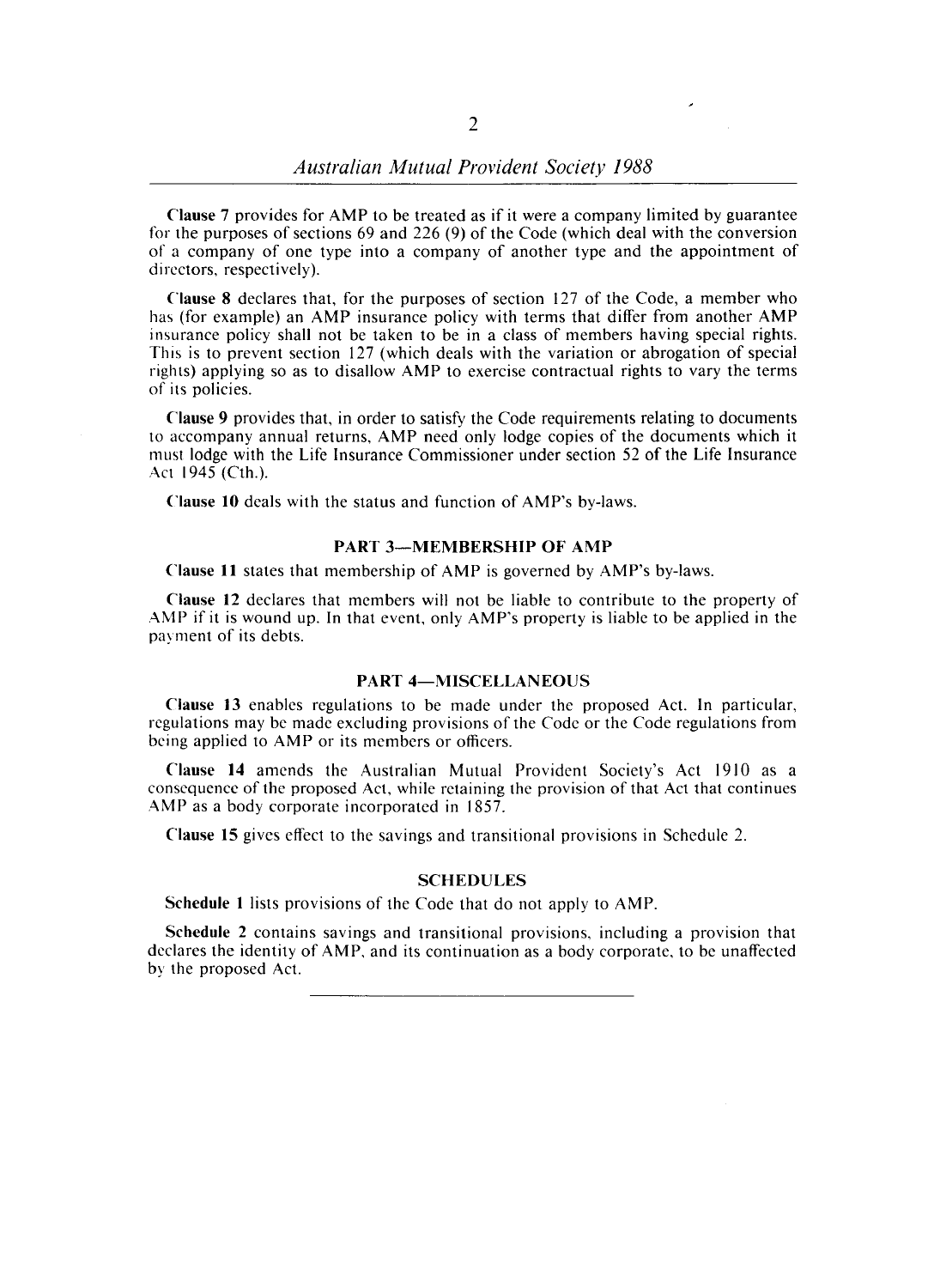**Clause 7** provides for AMP to be treated as if it were a company limited by guarantee for the purposes of sections 69 and 226 (9) of the Code (which deal with the conversion of a company of one type into a company of another type and the appointment of directors, respectively).

**Clause 8** declares that, for the purposes of section 127 of the Code, a member who has (for example) an AMP insurance policy with terms that differ from another AMP insurance policy shall not be taken to be in a class of members having special rights. This is to prevent section 127 (which deals with the variation or abrogation of special rights) applying so as to disallow AMP to exercise contractual rights to vary the terms of its policies.

**Clause 9** provides that, in order to satisfy the Code requirements relating to documents to accompany annual returns, AMP need only lodge copies of the documents which it must lodge with the Life Insurance Commissioner under section 52 of the Life Insurance Act 1945 (Cth.).

**Clause 10** deals with the status and function of AMP's by-laws.

## PART 3—MEMBERSHIP OF AMP

**Clause 11** states that membership of AMP is governed by AMP's by-laws.

**Clause 12** declares that members will not be liable to contribute to the property of AMP if it is wound up. In that event, only AMP's property is liable to be applied in the payment of its debts.

## PART 4—MISCELLANEOUS

**Clause 13** enables regulations to be made under the proposed Act. In particular, regulations may be made excluding provisions of the Code or the Code regulations from being applied to AMP or its members or officers.

**Clause 14** amends the Australian Mutual Provident Society's Act 1910 as a consequence of the proposed Act, while retaining the provision of that Act that continues AMP as a body corporate incorporated in 1857.

**Clause 15** gives effect to the savings and transitional provisions in Schedule 2.

## SCHEDULES

**Schedule 1** lists provisions of the Code that do not apply to AMP.

**Schedule 2** contains savings and transitional provisions, including a provision that declares the identity of AMP, and its continuation as a body corporate, to be unaffected by the proposed Act.